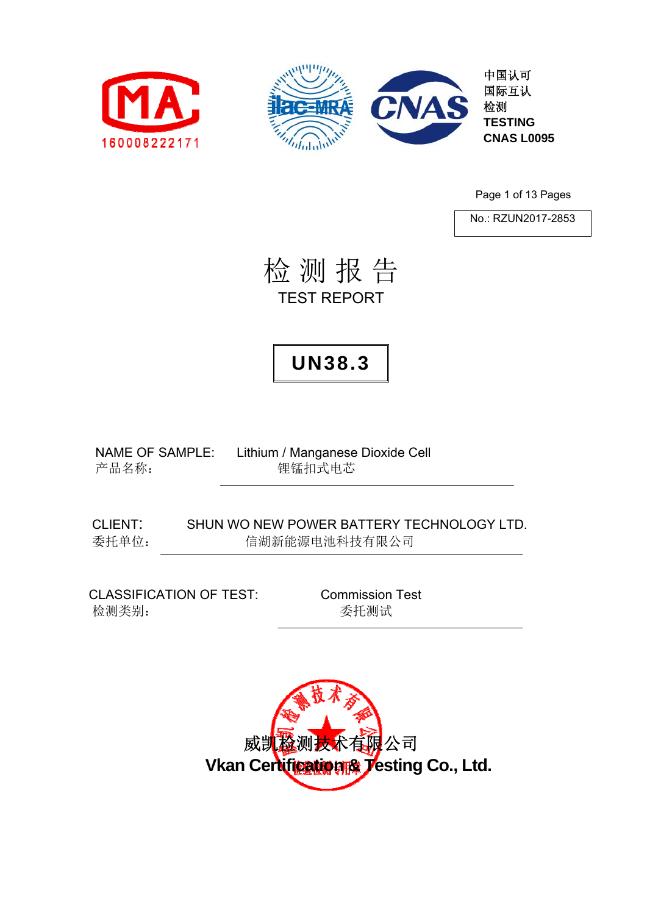MA 160008222171

ilac-MRA

CNAS

中国认可
国际互认
检测
TESTING
CNAS L0095

No.: RZUN2017-2853

# 检 测 报 告

# TEST REPORT

## UN38.3

NAME OF SAMPLE: Lithium / Manganese Dioxide Cell
产品名称： 锂锰扣式电芯

CLIENT: SHUN WO NEW POWER BATTERY TECHNOLOGY LTD.
委托单位： 信湖新能源电池科技有限公司

CLASSIFICATION OF TEST: Commission Test
检测类别： 委托测试

威凯检测技术有限公司
**Vkan Certification & Testing Co., Ltd.**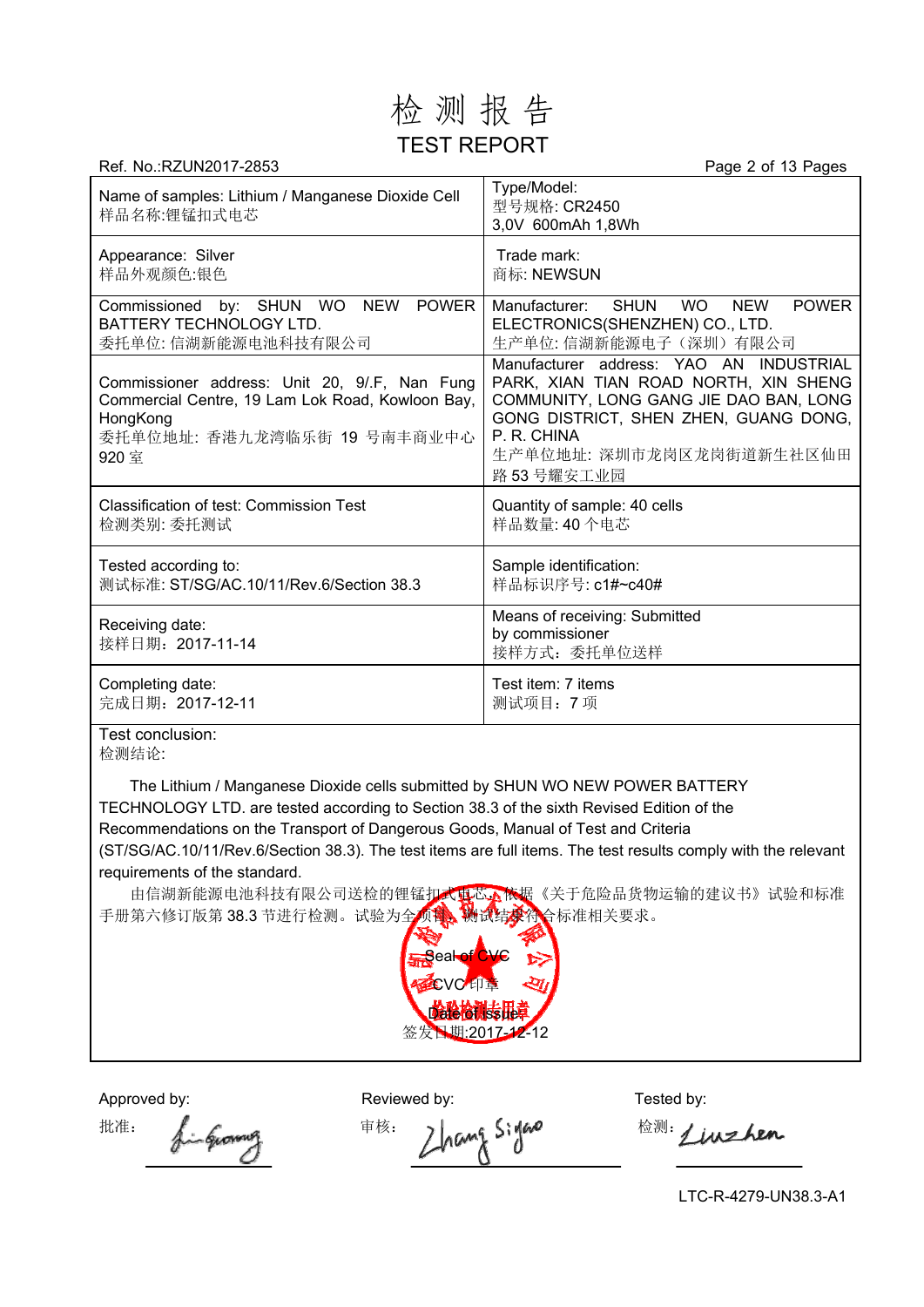# 检 测 报 告

## TEST REPORT

Ref. No.:RZUN2017-2853

| Name of samples: Lithium / Manganese Dioxide Cell<br>样品名称:锂锰扣式电芯 | Type/Model:<br>型号规格: CR2450<br>3,0V 600mAh 1,8Wh |
|---|---|
| Appearance: Silver<br>样品外观颜色:银色 | Trade mark:<br>商标: NEWSUN |
| Commissioned by: SHUN WO NEW POWER BATTERY TECHNOLOGY LTD.<br>委托单位: 信湖新能源电池科技有限公司 | Manufacturer: SHUN WO NEW POWER ELECTRONICS(SHENZHEN) CO., LTD.<br>生产单位: 信湖新能源电子（深圳）有限公司 |
| Commissioner address: Unit 20, 9/.F, Nan Fung Commercial Centre, 19 Lam Lok Road, Kowloon Bay, HongKong<br>委托单位地址: 香港九龙湾临乐街 19 号南丰商业中心 920 室 | Manufacturer address: YAO AN INDUSTRIAL PARK, XIAN TIAN ROAD NORTH, XIN SHENG COMMUNITY, LONG GANG JIE DAO BAN, LONG GONG DISTRICT, SHEN ZHEN, GUANG DONG, P. R. CHINA<br>生产单位地址: 深圳市龙岗区龙岗街道新生社区仙田路 53 号耀安工业园 |
| Classification of test: Commission Test<br>检测类别: 委托测试 | Quantity of sample: 40 cells<br>样品数量: 40 个电芯 |
| Tested according to:<br>测试标准: ST/SG/AC.10/11/Rev.6/Section 38.3 | Sample identification:<br>样品标识序号: c1#~c40# |
| Receiving date:<br>接样日期：2017-11-14 | Means of receiving: Submitted by commissioner<br>接样方式：委托单位送样 |
| Completing date:<br>完成日期：2017-12-11 | Test item: 7 items<br>测试项目：7 项 |

Test conclusion:
检测结论:

The Lithium / Manganese Dioxide cells submitted by SHUN WO NEW POWER BATTERY TECHNOLOGY LTD. are tested according to Section 38.3 of the sixth Revised Edition of the Recommendations on the Transport of Dangerous Goods, Manual of Test and Criteria (ST/SG/AC.10/11/Rev.6/Section 38.3). The test items are full items. The test results comply with the relevant requirements of the standard.

由信湖新能源电池科技有限公司送检的锂锰扣式电芯，依据《关于危险品货物运输的建议书》试验和标准手册第六修订版第 38.3 节进行检测。试验为全项目，测试结果符合标准相关要求。

Seal of CVC
CVC 印章
Date of issue:
签发日期:2017-12-12

| Approved by:<br>批准: | Reviewed by:<br>审核: | Tested by:<br>检测: |
|---|---|---|
| Li Guang | Zhang Sigao | Liu Zhen |

LTC-R-4279-UN38.3-A1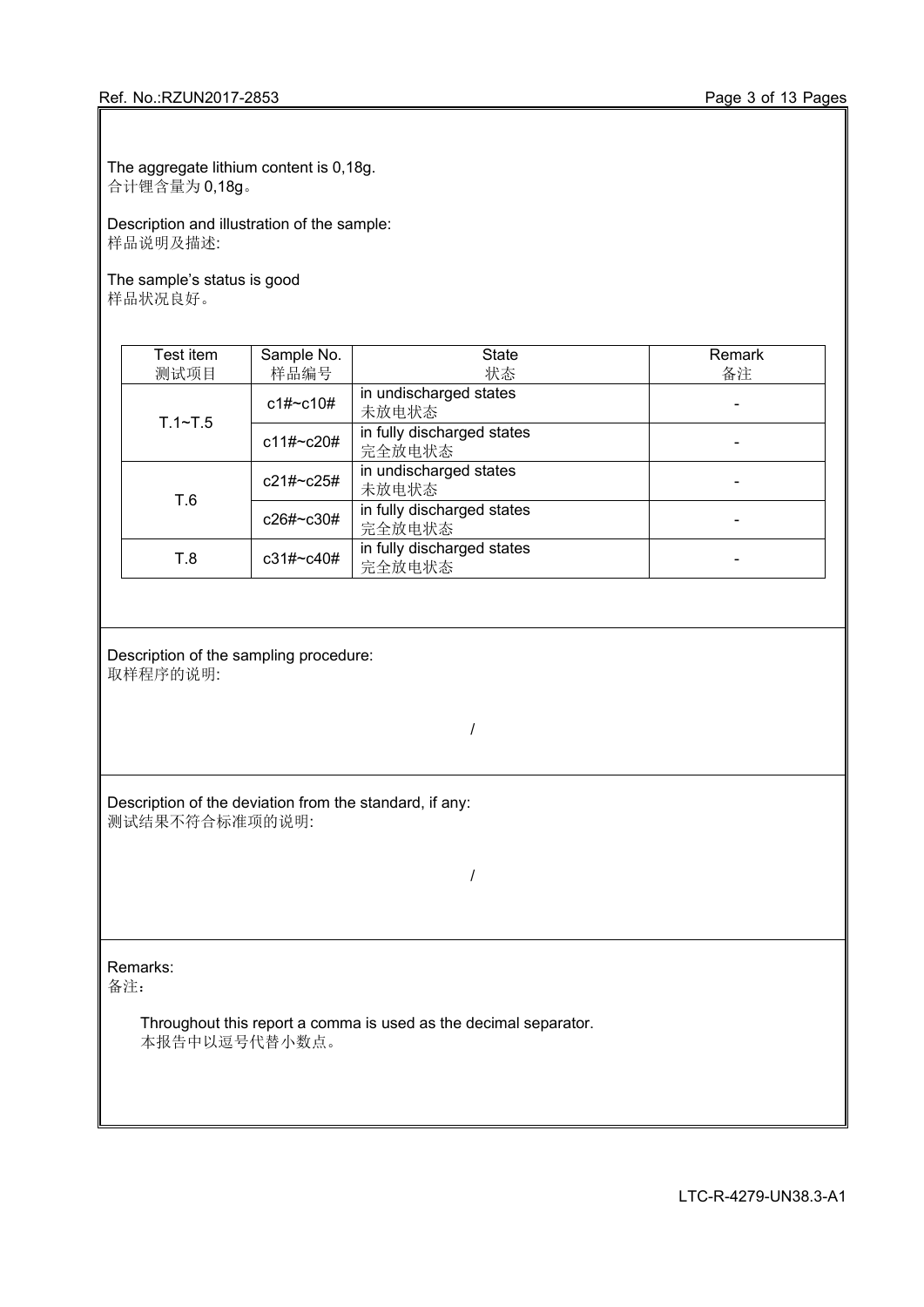The aggregate lithium content is 0,18g.
合计锂含量为 0,18g。

Description and illustration of the sample:
样品说明及描述:

The sample's status is good
样品状况良好。

| Test item<br>测试项目 | Sample No.<br>样品编号 | State<br>状态 | Remark<br>备注 |
|---|---|---|---|
| T.1~T.5 | c1#~c10# | in undischarged states<br>未放电状态 | - |
| | c11#~c20# | in fully discharged states<br>完全放电状态 | - |
| T.6 | c21#~c25# | in undischarged states<br>未放电状态 | - |
| | c26#~c30# | in fully discharged states<br>完全放电状态 | - |
| T.8 | c31#~c40# | in fully discharged states<br>完全放电状态 | - |

Description of the sampling procedure:
取样程序的说明:

/

Description of the deviation from the standard, if any:
测试结果不符合标准项的说明:

/

Remarks:
备注：

Throughout this report a comma is used as the decimal separator.
本报告中以逗号代替小数点。

LTC-R-4279-UN38.3-A1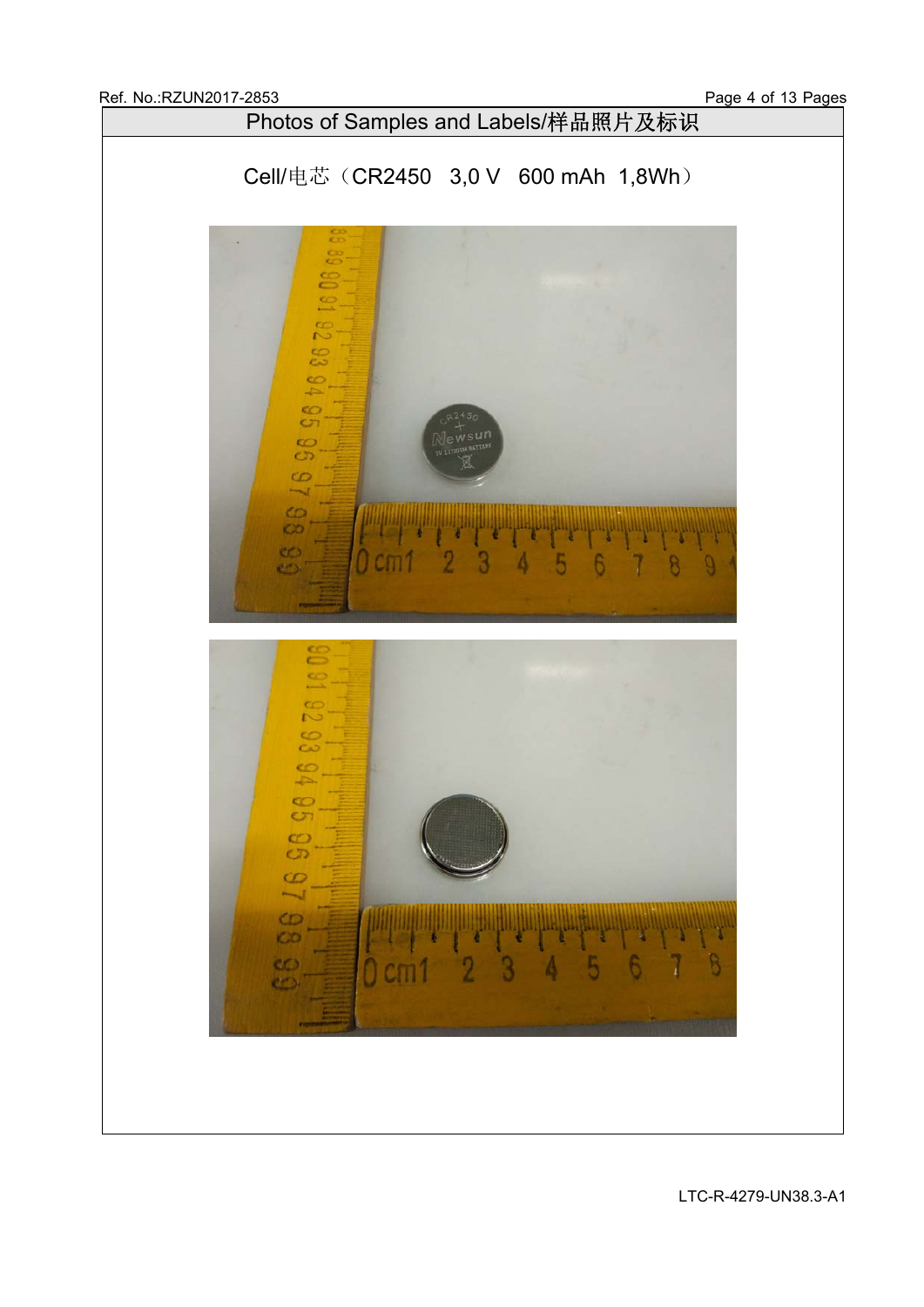## Photos of Samples and Labels/样品照片及标识

Cell/电芯（CR2450 3,0 V 600 mAh 1,8Wh）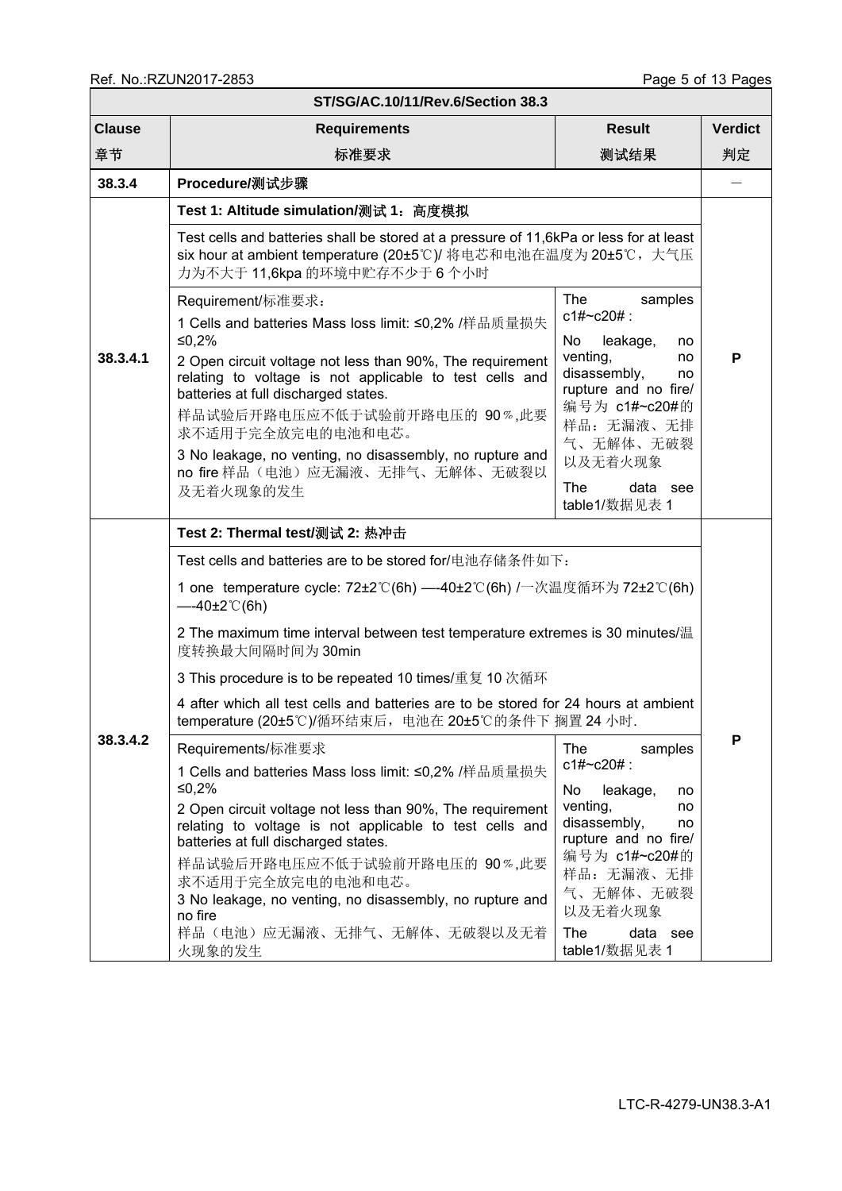| ST/SG/AC.10/11/Rev.6/Section 38.3 | | | |
|---|---|---|---|
| **Clause**<br>**章节** | **Requirements**<br>**标准要求** | **Result**<br>**测试结果** | **Verdict**<br>**判定** |
| **38.3.4** | **Procedure/测试步骤** | | — |
| 38.3.4.1 | **Test 1: Altitude simulation/测试 1：高度模拟**<br><br>Test cells and batteries shall be stored at a pressure of 11,6kPa or less for at least six hour at ambient temperature (20±5℃)/ 将电芯和电池在温度为 20±5℃，大气压力为不大于 11,6kpa 的环境中贮存不少于 6 个小时<br><br>Requirement/标准要求：<br>1 Cells and batteries Mass loss limit: ≤0,2% /样品质量损失≤0,2%<br>2 Open circuit voltage not less than 90%, The requirement relating to voltage is not applicable to test cells and batteries at full discharged states.<br>样品试验后开路电压应不低于试验前开路电压的 90％,此要求不适用于完全放完电的电池和电芯。<br>3 No leakage, no venting, no disassembly, no rupture and no fire 样品（电池）应无漏液、无排气、无解体、无破裂以及无着火现象的发生 | The samples c1#~c20# :<br>No leakage, no venting, no disassembly, no rupture and no fire/ 编号为 c1#~c20#的样品：无漏液、无排气、无解体、无破裂以及无着火现象<br>The data see table1/数据见表 1 | **P** |
| 38.3.4.2 | **Test 2: Thermal test/测试 2: 热冲击**<br><br>Test cells and batteries are to be stored for/电池存储条件如下：<br>1 one temperature cycle: 72±2℃(6h) —-40±2℃(6h) /一次温度循环为 72±2℃(6h) —-40±2℃(6h)<br>2 The maximum time interval between test temperature extremes is 30 minutes/温度转换最大间隔时间为 30min<br>3 This procedure is to be repeated 10 times/重复 10 次循环<br>4 after which all test cells and batteries are to be stored for 24 hours at ambient temperature (20±5℃)/循环结束后，电池在 20±5℃的条件下 搁置 24 小时.<br><br>Requirements/标准要求<br>1 Cells and batteries Mass loss limit: ≤0,2% /样品质量损失≤0,2%<br>2 Open circuit voltage not less than 90%, The requirement relating to voltage is not applicable to test cells and batteries at full discharged states.<br>样品试验后开路电压应不低于试验前开路电压的 90％,此要求不适用于完全放完电的电池和电芯。<br>3 No leakage, no venting, no disassembly, no rupture and no fire<br>样品（电池）应无漏液、无排气、无解体、无破裂以及无着火现象的发生 | The samples c1#~c20# :<br>No leakage, no venting, no disassembly, no rupture and no fire/ 编号为 c1#~c20#的样品：无漏液、无排气、无解体、无破裂以及无着火现象<br>The data see table1/数据见表 1 | **P** |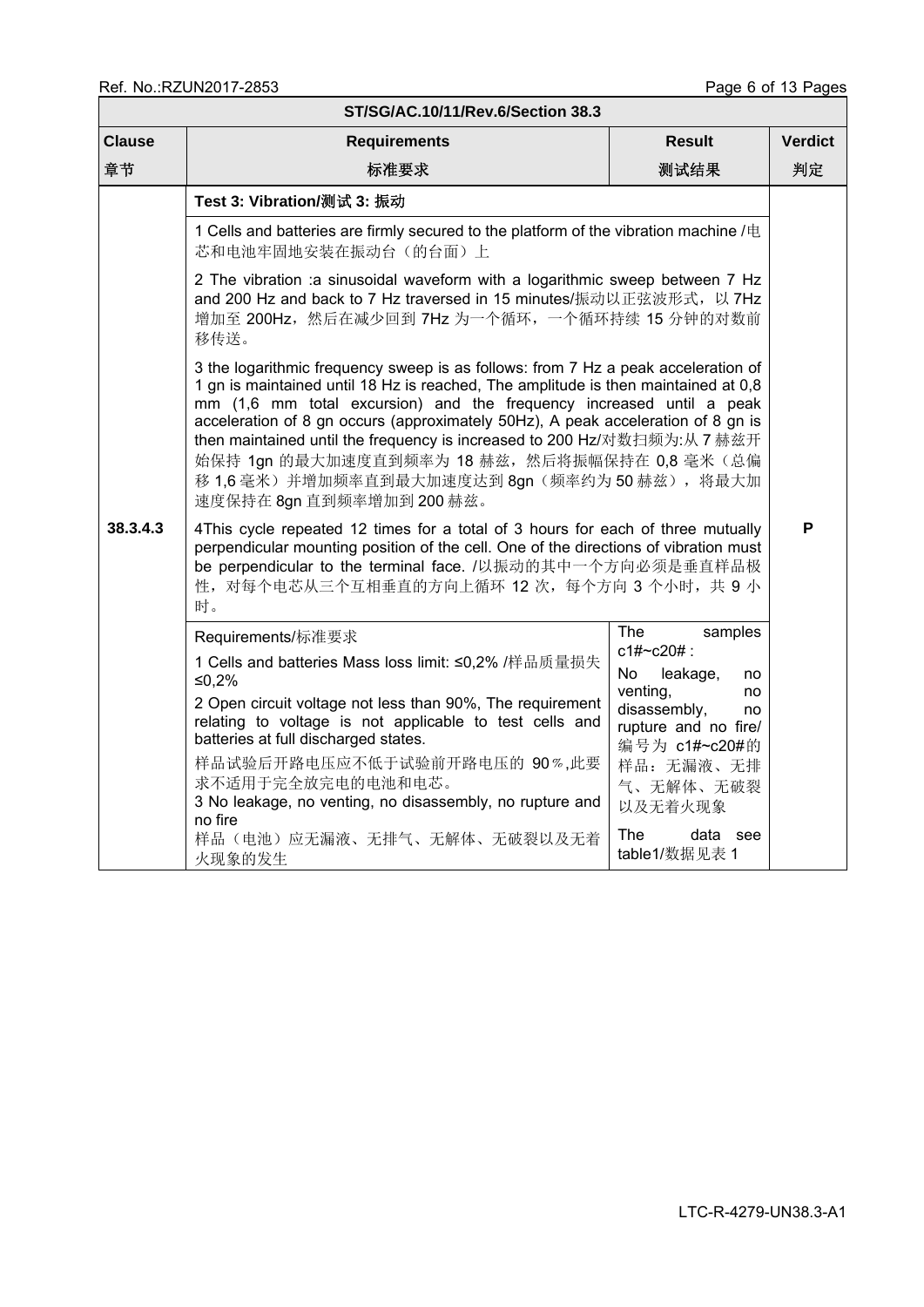| ST/SG/AC.10/11/Rev.6/Section 38.3 | | | |
|---|---|---|---|
| **Clause 章节** | **Requirements 标准要求** | **Result 测试结果** | **Verdict 判定** |
| 38.3.4.3 | **Test 3: Vibration/测试 3: 振动**<br><br>1 Cells and batteries are firmly secured to the platform of the vibration machine /电芯和电池牢固地安装在振动台（的台面）上<br><br>2 The vibration :a sinusoidal waveform with a logarithmic sweep between 7 Hz and 200 Hz and back to 7 Hz traversed in 15 minutes/振动以正弦波形式，以 7Hz 增加至 200Hz，然后在减少回到 7Hz 为一个循环，一个循环持续 15 分钟的对数前移传送。<br><br>3 the logarithmic frequency sweep is as follows: from 7 Hz a peak acceleration of 1 gn is maintained until 18 Hz is reached, The amplitude is then maintained at 0,8 mm (1,6 mm total excursion) and the frequency increased until a peak acceleration of 8 gn occurs (approximately 50Hz), A peak acceleration of 8 gn is then maintained until the frequency is increased to 200 Hz/对数扫频为:从 7 赫兹开始保持 1gn 的最大加速度直到频率为 18 赫兹，然后将振幅保持在 0,8 毫米（总偏移 1,6 毫米）并增加频率直到最大加速度达到 8gn（频率约为 50 赫兹），将最大加速度保持在 8gn 直到频率增加到 200 赫兹。<br><br>4This cycle repeated 12 times for a total of 3 hours for each of three mutually perpendicular mounting position of the cell. One of the directions of vibration must be perpendicular to the terminal face. /以振动的其中一个方向必须是垂直样品极性，对每个电芯从三个互相垂直的方向上循环 12 次，每个方向 3 个小时，共 9 小时。 | | P |
| | Requirements/标准要求<br><br>1 Cells and batteries Mass loss limit: ≤0,2% /样品质量损失≤0,2%<br><br>2 Open circuit voltage not less than 90%, The requirement relating to voltage is not applicable to test cells and batteries at full discharged states.<br>样品试验后开路电压应不低于试验前开路电压的 90％,此要求不适用于完全放完电的电池和电芯。<br>3 No leakage, no venting, no disassembly, no rupture and no fire<br>样品（电池）应无漏液、无排气、无解体、无破裂以及无着火现象的发生 | The samples c1#~c20# :<br>No leakage, no venting, no disassembly, no rupture and no fire/ 编号为 c1#~c20#的样品：无漏液、无排气、无解体、无破裂以及无着火现象<br><br>The data see table1/数据见表 1 | |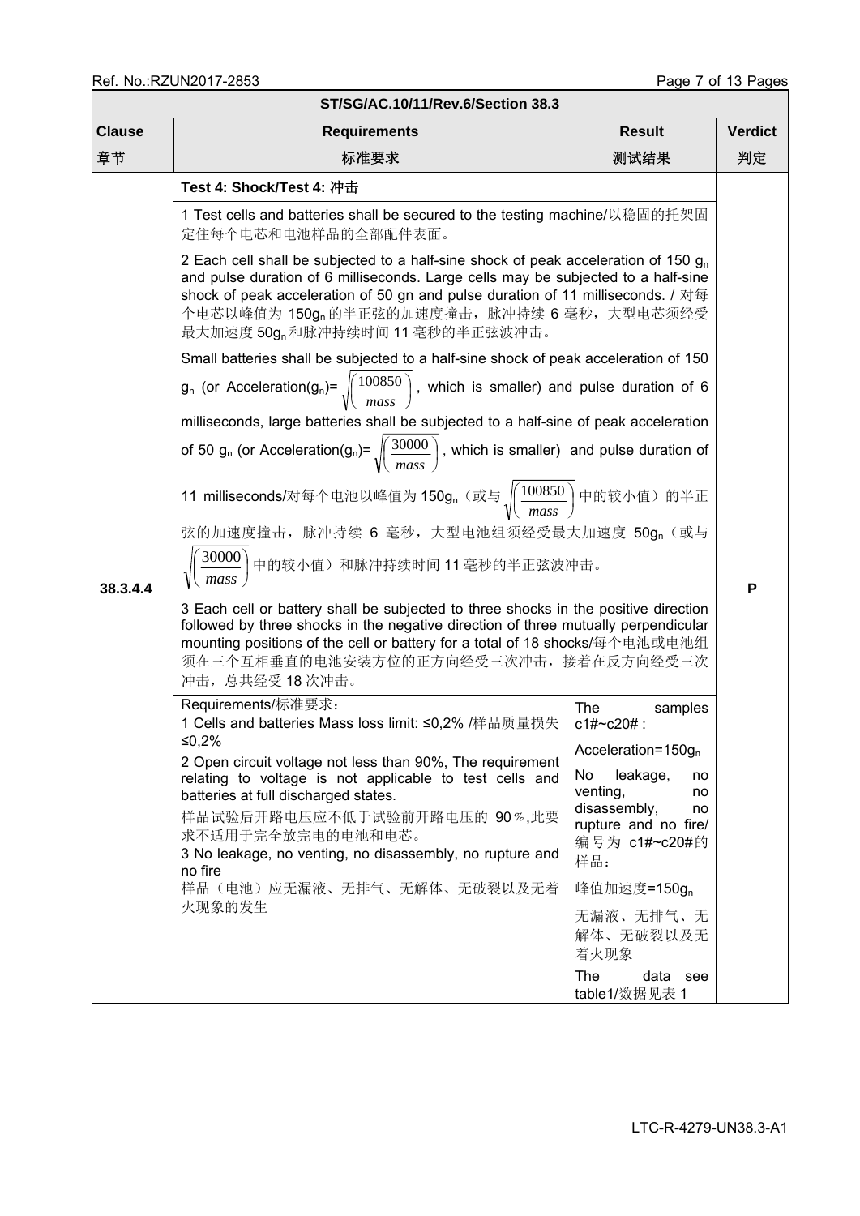| ST/SG/AC.10/11/Rev.6/Section 38.3 | | | |
|---|---|---|---|
| **Clause 章节** | **Requirements 标准要求** | **Result 测试结果** | **Verdict 判定** |
| 38.3.4.4 | **Test 4: Shock/Test 4: 冲击**<br><br>1 Test cells and batteries shall be secured to the testing machine/以稳固的托架固定住每个电芯和电池样品的全部配件表面。<br><br>2 Each cell shall be subjected to a half-sine shock of peak acceleration of 150 $g_n$ and pulse duration of 6 milliseconds. Large cells may be subjected to a half-sine shock of peak acceleration of 50 gn and pulse duration of 11 milliseconds. / 对每个电芯以峰值为 150$g_n$ 的半正弦的加速度撞击，脉冲持续 6 毫秒，大型电芯须经受最大加速度 50$g_n$ 和脉冲持续时间 11 毫秒的半正弦波冲击。<br><br>Small batteries shall be subjected to a half-sine shock of peak acceleration of 150 $g_n$ (or Acceleration($g_n$)= $\sqrt{\left(\frac{100850}{mass}\right)}$ , which is smaller) and pulse duration of 6 milliseconds, large batteries shall be subjected to a half-sine of peak acceleration of 50 $g_n$ (or Acceleration($g_n$)= $\sqrt{\left(\frac{30000}{mass}\right)}$ , which is smaller) and pulse duration of 11 milliseconds/对每个电池以峰值为 150$g_n$（或与 $\sqrt{\left(\frac{100850}{mass}\right)}$ 中的较小值）的半正弦的加速度撞击，脉冲持续 6 毫秒，大型电池组须经受最大加速度 50$g_n$（或与 $\sqrt{\left(\frac{30000}{mass}\right)}$ 中的较小值）和脉冲持续时间 11 毫秒的半正弦波冲击。<br><br>3 Each cell or battery shall be subjected to three shocks in the positive direction followed by three shocks in the negative direction of three mutually perpendicular mounting positions of the cell or battery for a total of 18 shocks/每个电池或电池组须在三个互相垂直的电池安装方位的正方向经受三次冲击，接着在反方向经受三次冲击，总共经受 18 次冲击。 | | P |
| | Requirements/标准要求：<br>1 Cells and batteries Mass loss limit: ≤0,2% /样品质量损失≤0,2%<br>2 Open circuit voltage not less than 90%, The requirement relating to voltage is not applicable to test cells and batteries at full discharged states.<br>样品试验后开路电压应不低于试验前开路电压的 90％,此要求不适用于完全放完电的电池和电芯。<br>3 No leakage, no venting, no disassembly, no rupture and no fire<br>样品（电池）应无漏液、无排气、无解体、无破裂以及无着火现象的发生 | The samples c1#~c20# :<br>Acceleration=150$g_n$<br>No leakage, no venting, no disassembly, no rupture and no fire/ 编号为 c1#~c20#的样品：<br>峰值加速度=150$g_n$<br>无漏液、无排气、无解体、无破裂以及无着火现象<br>The data see table1/数据见表 1 | |

LTC-R-4279-UN38.3-A1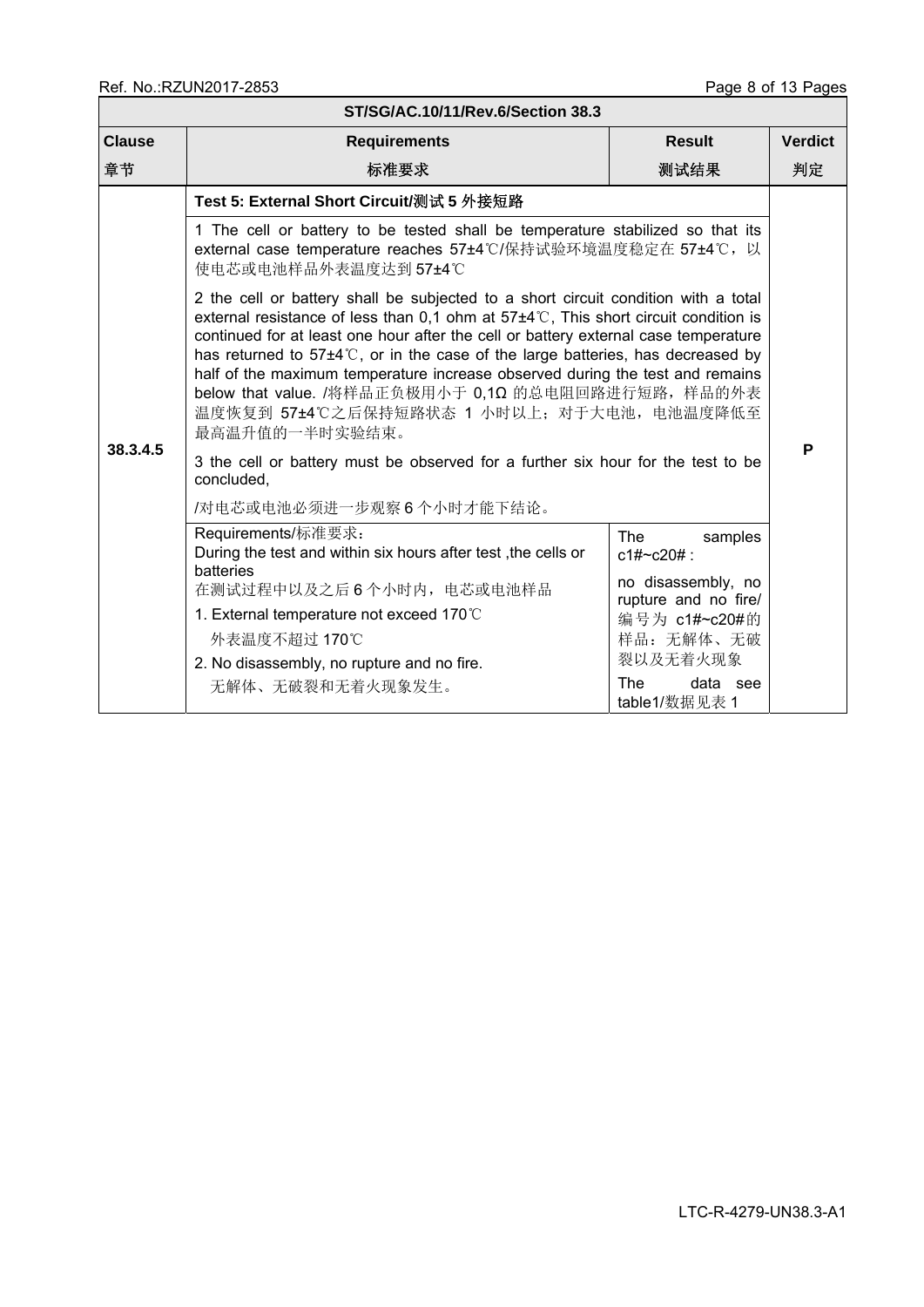| ST/SG/AC.10/11/Rev.6/Section 38.3 | | | |
|---|---|---|---|
| **Clause 章节** | **Requirements 标准要求** | **Result 测试结果** | **Verdict 判定** |
| **38.3.4.5** | **Test 5: External Short Circuit/测试 5 外接短路**<br><br>1 The cell or battery to be tested shall be temperature stabilized so that its external case temperature reaches 57±4℃/保持试验环境温度稳定在 57±4℃，以使电芯或电池样品外表温度达到 57±4℃<br><br>2 the cell or battery shall be subjected to a short circuit condition with a total external resistance of less than 0,1 ohm at 57±4℃, This short circuit condition is continued for at least one hour after the cell or battery external case temperature has returned to 57±4℃, or in the case of the large batteries, has decreased by half of the maximum temperature increase observed during the test and remains below that value. /将样品正负极用小于 0,1Ω 的总电阻回路进行短路，样品的外表温度恢复到 57±4℃之后保持短路状态 1 小时以上；对于大电池，电池温度降低至最高温升值的一半时实验结束。<br><br>3 the cell or battery must be observed for a further six hour for the test to be concluded,<br><br>/对电芯或电池必须进一步观察 6 个小时才能下结论。 | | **P** |
| | Requirements/标准要求：<br>During the test and within six hours after test ,the cells or batteries<br>在测试过程中以及之后 6 个小时内，电芯或电池样品<br>1. External temperature not exceed 170℃<br>外表温度不超过 170℃<br>2. No disassembly, no rupture and no fire.<br>无解体、无破裂和无着火现象发生。 | The samples c1#~c20# :<br>no disassembly, no rupture and no fire/ 编号为 c1#~c20#的样品：无解体、无破裂以及无着火现象<br>The data see table1/数据见表 1 | |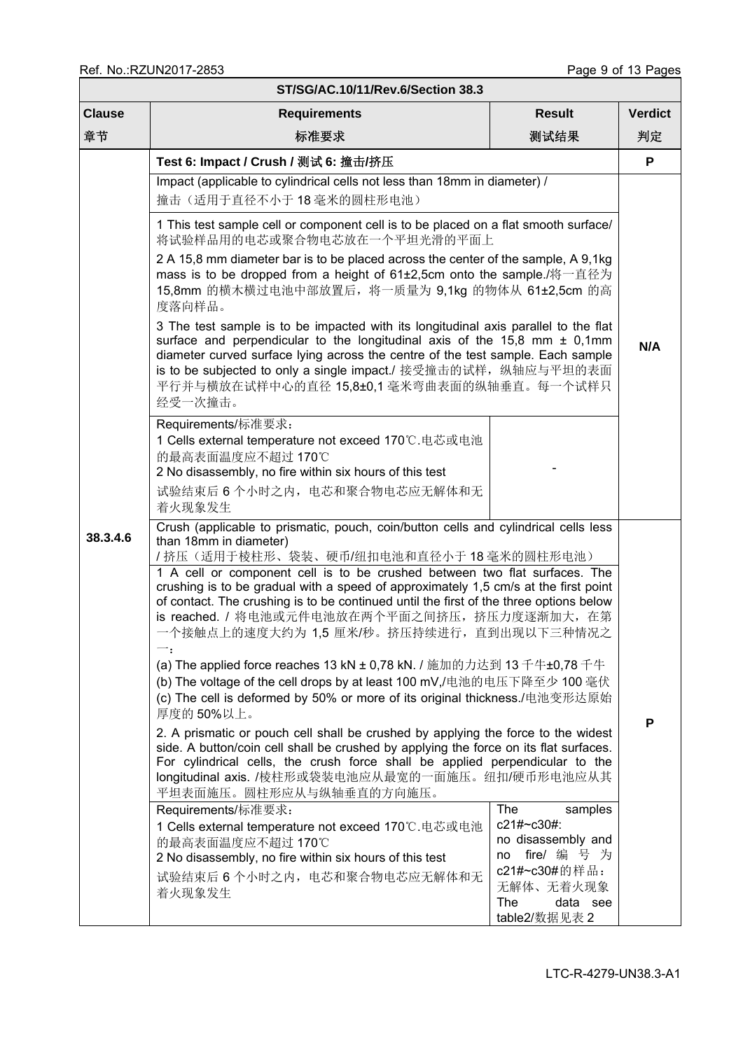| ST/SG/AC.10/11/Rev.6/Section 38.3 | | | |
|---|---|---|---|
| **Clause**<br>**章节** | **Requirements**<br>**标准要求** | **Result**<br>**测试结果** | **Verdict**<br>**判定** |
| 38.3.4.6 | **Test 6: Impact / Crush / 测试 6: 撞击/挤压** | | **P** |
| | Impact (applicable to cylindrical cells not less than 18mm in diameter) / 撞击（适用于直径不小于 18 毫米的圆柱形电池） | | N/A |
| | 1 This test sample cell or component cell is to be placed on a flat smooth surface/ 将试验样品用的电芯或聚合物电芯放在一个平坦光滑的平面上<br>2 A 15,8 mm diameter bar is to be placed across the center of the sample, A 9,1kg mass is to be dropped from a height of 61±2,5cm onto the sample./将一直径为 15,8mm 的横木横过电池中部放置后，将一质量为 9,1kg 的物体从 61±2,5cm 的高度落向样品。<br>3 The test sample is to be impacted with its longitudinal axis parallel to the flat surface and perpendicular to the longitudinal axis of the 15,8 mm ± 0,1mm diameter curved surface lying across the centre of the test sample. Each sample is to be subjected to only a single impact./ 接受撞击的试样，纵轴应与平坦的表面平行并与横放在试样中心的直径 15,8±0,1 毫米弯曲表面的纵轴垂直。每一个试样只经受一次撞击。 | | |
| | Requirements/标准要求：<br>1 Cells external temperature not exceed 170℃.电芯或电池的最高表面温度应不超过 170℃<br>2 No disassembly, no fire within six hours of this test<br>试验结束后 6 个小时之内，电芯和聚合物电芯应无解体和无着火现象发生 | - | |
| | Crush (applicable to prismatic, pouch, coin/button cells and cylindrical cells less than 18mm in diameter)<br>/ 挤压（适用于棱柱形、袋装、硬币/纽扣电池和直径小于 18 毫米的圆柱形电池） | | P |
| | 1 A cell or component cell is to be crushed between two flat surfaces. The crushing is to be gradual with a speed of approximately 1,5 cm/s at the first point of contact. The crushing is to be continued until the first of the three options below is reached. / 将电池或元件电池放在两个平面之间挤压，挤压力度逐渐加大，在第一个接触点上的速度大约为 1,5 厘米/秒。挤压持续进行，直到出现以下三种情况之一：<br>(a) The applied force reaches 13 kN ± 0,78 kN. / 施加的力达到 13 千牛±0,78 千牛<br>(b) The voltage of the cell drops by at least 100 mV,/电池的电压下降至少 100 毫伏<br>(c) The cell is deformed by 50% or more of its original thickness./电池变形达原始厚度的 50%以上。<br>2. A prismatic or pouch cell shall be crushed by applying the force to the widest side. A button/coin cell shall be crushed by applying the force on its flat surfaces. For cylindrical cells, the crush force shall be applied perpendicular to the longitudinal axis. /棱柱形或袋装电池应从最宽的一面施压。纽扣/硬币形电池应从其平坦表面施压。圆柱形应从与纵轴垂直的方向施压。 | | |
| | Requirements/标准要求：<br>1 Cells external temperature not exceed 170℃.电芯或电池的最高表面温度应不超过 170℃<br>2 No disassembly, no fire within six hours of this test<br>试验结束后 6 个小时之内，电芯和聚合物电芯应无解体和无着火现象发生 | The samples c21#~c30#: no disassembly and no fire/ 编号为 c21#~c30#的样品：无解体、无着火现象<br>The data see table2/数据见表 2 | |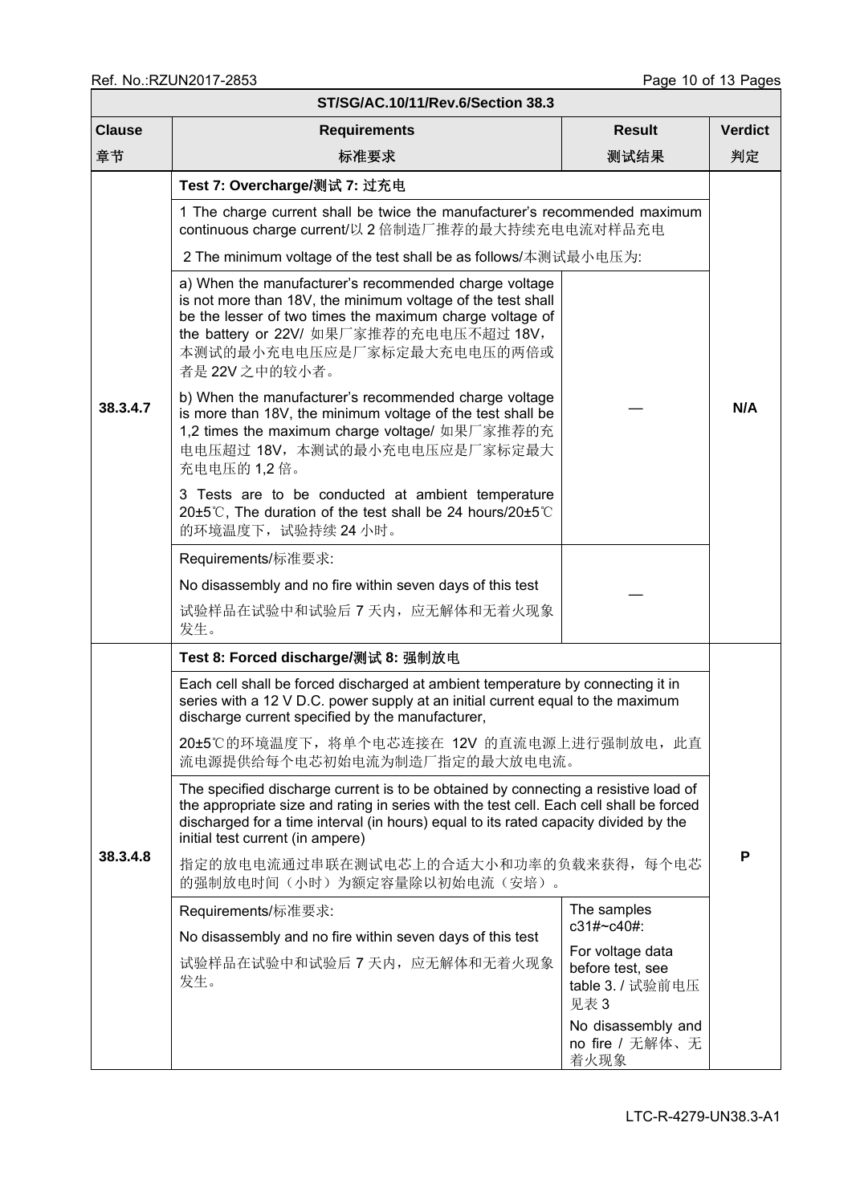| ST/SG/AC.10/11/Rev.6/Section 38.3 | | | |
|---|---|---|---|
| **Clause 章节** | **Requirements 标准要求** | **Result 测试结果** | **Verdict 判定** |
| 38.3.4.7 | **Test 7: Overcharge/测试 7: 过充电** | | N/A |
| | 1 The charge current shall be twice the manufacturer's recommended maximum continuous charge current/以 2 倍制造厂推荐的最大持续充电电流对样品充电 | | |
| | 2 The minimum voltage of the test shall be as follows/本测试最小电压为: | | |
| | a) When the manufacturer's recommended charge voltage is not more than 18V, the minimum voltage of the test shall be the lesser of two times the maximum charge voltage of the battery or 22V/ 如果厂家推荐的充电电压不超过 18V，本测试的最小充电电压应是厂家标定最大充电电压的两倍或者是 22V 之中的较小者。<br>b) When the manufacturer's recommended charge voltage is more than 18V, the minimum voltage of the test shall be 1,2 times the maximum charge voltage/ 如果厂家推荐的充电电压超过 18V，本测试的最小充电电压应是厂家标定最大充电电压的 1,2 倍。<br>3 Tests are to be conducted at ambient temperature 20±5℃, The duration of the test shall be 24 hours/20±5℃的环境温度下，试验持续 24 小时。 | — | |
| | Requirements/标准要求:<br>No disassembly and no fire within seven days of this test<br>试验样品在试验中和试验后 7 天内，应无解体和无着火现象发生。 | — | |
| 38.3.4.8 | **Test 8: Forced discharge/测试 8: 强制放电** | | P |
| | Each cell shall be forced discharged at ambient temperature by connecting it in series with a 12 V D.C. power supply at an initial current equal to the maximum discharge current specified by the manufacturer,<br>20±5℃的环境温度下，将单个电芯连接在 12V 的直流电源上进行强制放电，此直流电源提供给每个电芯初始电流为制造厂指定的最大放电电流。 | | |
| | The specified discharge current is to be obtained by connecting a resistive load of the appropriate size and rating in series with the test cell. Each cell shall be forced discharged for a time interval (in hours) equal to its rated capacity divided by the initial test current (in ampere)<br>指定的放电电流通过串联在测试电芯上的合适大小和功率的负载来获得，每个电芯的强制放电时间（小时）为额定容量除以初始电流（安培）。 | | |
| | Requirements/标准要求:<br>No disassembly and no fire within seven days of this test<br>试验样品在试验中和试验后 7 天内，应无解体和无着火现象发生。 | The samples c31#~c40#:<br>For voltage data before test, see table 3. / 试验前电压见表 3<br>No disassembly and no fire / 无解体、无着火现象 | |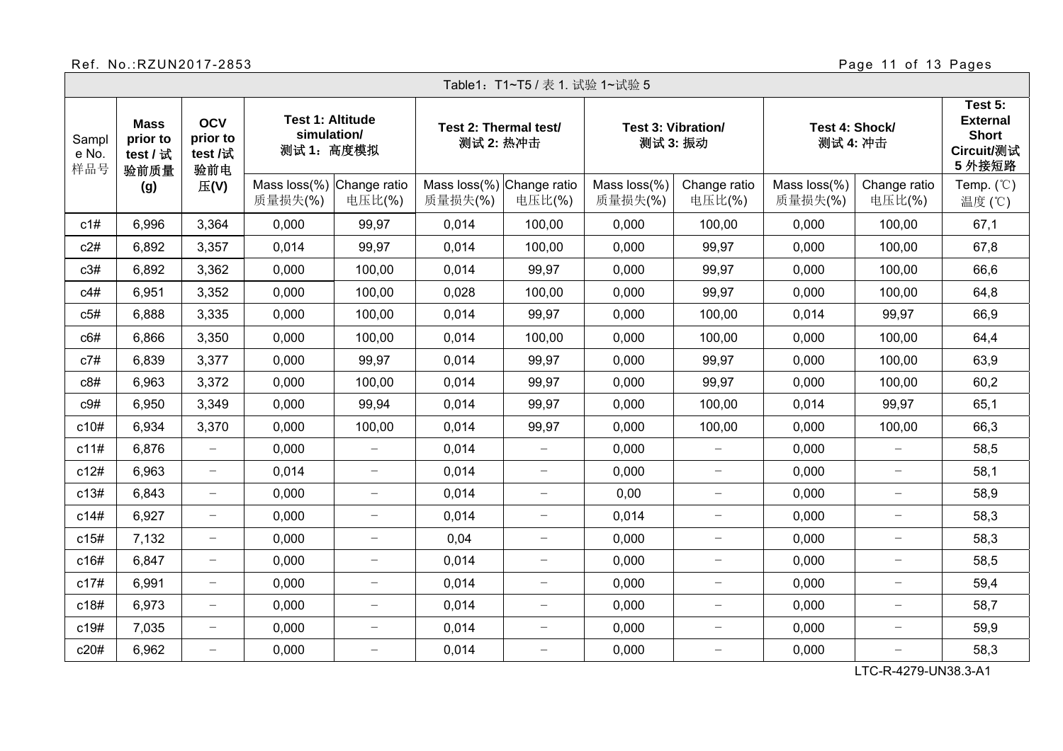| Table1：T1~T5 / 表 1. 试验 1~试验 5 | | | | | | | | | | | |
|---|---|---|---|---|---|---|---|---|---|---|---|
| Sample No. 样品号 | **Mass prior to test / 试验前质量 (g)** | **OCV prior to test /试验前电压(V)** | **Test 1: Altitude simulation/ 测试 1：高度模拟** | | **Test 2: Thermal test/ 测试 2: 热冲击** | | **Test 3: Vibration/ 测试 3: 振动** | | **Test 4: Shock/ 测试 4: 冲击** | | **Test 5: External Short Circuit/测试 5 外接短路** |
| | | | Mass loss(%) 质量损失(%) | Change ratio 电压比(%) | Mass loss(%) 质量损失(%) | Change ratio 电压比(%) | Mass loss(%) 质量损失(%) | Change ratio 电压比(%) | Mass loss(%) 质量损失(%) | Change ratio 电压比(%) | Temp. (℃) 温度 (℃) |
| c1# | 6,996 | 3,364 | 0,000 | 99,97 | 0,014 | 100,00 | 0,000 | 100,00 | 0,000 | 100,00 | 67,1 |
| c2# | 6,892 | 3,357 | 0,014 | 99,97 | 0,014 | 100,00 | 0,000 | 99,97 | 0,000 | 100,00 | 67,8 |
| c3# | 6,892 | 3,362 | 0,000 | 100,00 | 0,014 | 99,97 | 0,000 | 99,97 | 0,000 | 100,00 | 66,6 |
| c4# | 6,951 | 3,352 | 0,000 | 100,00 | 0,028 | 100,00 | 0,000 | 99,97 | 0,000 | 100,00 | 64,8 |
| c5# | 6,888 | 3,335 | 0,000 | 100,00 | 0,014 | 99,97 | 0,000 | 100,00 | 0,014 | 99,97 | 66,9 |
| c6# | 6,866 | 3,350 | 0,000 | 100,00 | 0,014 | 100,00 | 0,000 | 100,00 | 0,000 | 100,00 | 64,4 |
| c7# | 6,839 | 3,377 | 0,000 | 99,97 | 0,014 | 99,97 | 0,000 | 99,97 | 0,000 | 100,00 | 63,9 |
| c8# | 6,963 | 3,372 | 0,000 | 100,00 | 0,014 | 99,97 | 0,000 | 99,97 | 0,000 | 100,00 | 60,2 |
| c9# | 6,950 | 3,349 | 0,000 | 99,94 | 0,014 | 99,97 | 0,000 | 100,00 | 0,014 | 99,97 | 65,1 |
| c10# | 6,934 | 3,370 | 0,000 | 100,00 | 0,014 | 99,97 | 0,000 | 100,00 | 0,000 | 100,00 | 66,3 |
| c11# | 6,876 | − | 0,000 | − | 0,014 | − | 0,000 | − | 0,000 | − | 58,5 |
| c12# | 6,963 | − | 0,014 | − | 0,014 | − | 0,000 | − | 0,000 | − | 58,1 |
| c13# | 6,843 | − | 0,000 | − | 0,014 | − | 0,00 | − | 0,000 | − | 58,9 |
| c14# | 6,927 | − | 0,000 | − | 0,014 | − | 0,014 | − | 0,000 | − | 58,3 |
| c15# | 7,132 | − | 0,000 | − | 0,04 | − | 0,000 | − | 0,000 | − | 58,3 |
| c16# | 6,847 | − | 0,000 | − | 0,014 | − | 0,000 | − | 0,000 | − | 58,5 |
| c17# | 6,991 | − | 0,000 | − | 0,014 | − | 0,000 | − | 0,000 | − | 59,4 |
| c18# | 6,973 | − | 0,000 | − | 0,014 | − | 0,000 | − | 0,000 | − | 58,7 |
| c19# | 7,035 | − | 0,000 | − | 0,014 | − | 0,000 | − | 0,000 | − | 59,9 |
| c20# | 6,962 | − | 0,000 | − | 0,014 | − | 0,000 | − | 0,000 | − | 58,3 |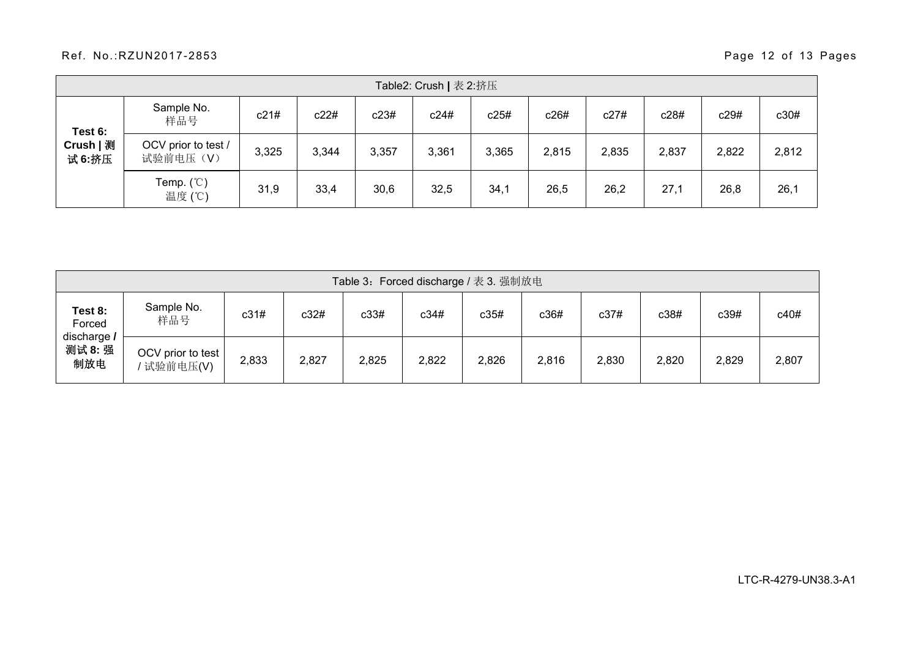| Table2: Crush \| 表 2:挤压 | | | | | | | | | | | |
|---|---|---|---|---|---|---|---|---|---|---|---|
| **Test 6: Crush \| 测试 6:挤压** | Sample No. 样品号 | c21# | c22# | c23# | c24# | c25# | c26# | c27# | c28# | c29# | c30# |
| | OCV prior to test / 试验前电压（V） | 3,325 | 3,344 | 3,357 | 3,361 | 3,365 | 2,815 | 2,835 | 2,837 | 2,822 | 2,812 |
| | Temp. (℃) 温度 (℃) | 31,9 | 33,4 | 30,6 | 32,5 | 34,1 | 26,5 | 26,2 | 27,1 | 26,8 | 26,1 |

| Table 3：Forced discharge / 表 3. 强制放电 | | | | | | | | | | | |
|---|---|---|---|---|---|---|---|---|---|---|---|
| **Test 8:** Forced discharge **/ 测试 8: 强制放电** | Sample No. 样品号 | c31# | c32# | c33# | c34# | c35# | c36# | c37# | c38# | c39# | c40# |
| | OCV prior to test / 试验前电压(V) | 2,833 | 2,827 | 2,825 | 2,822 | 2,826 | 2,816 | 2,830 | 2,820 | 2,829 | 2,807 |

LTC-R-4279-UN38.3-A1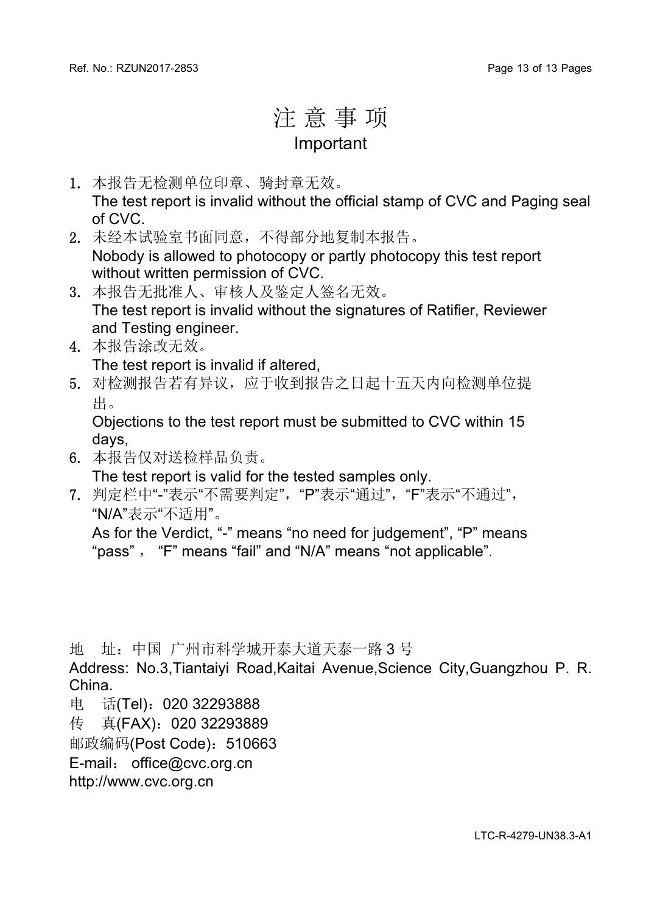# 注 意 事 项

## Important

1. 本报告无检测单位印章、骑封章无效。
   The test report is invalid without the official stamp of CVC and Paging seal of CVC.
2. 未经本试验室书面同意，不得部分地复制本报告。
   Nobody is allowed to photocopy or partly photocopy this test report without written permission of CVC.
3. 本报告无批准人、审核人及鉴定人签名无效。
   The test report is invalid without the signatures of Ratifier, Reviewer and Testing engineer.
4. 本报告涂改无效。
   The test report is invalid if altered,
5. 对检测报告若有异议，应于收到报告之日起十五天内向检测单位提出。
   Objections to the test report must be submitted to CVC within 15 days,
6. 本报告仅对送检样品负责。
   The test report is valid for the tested samples only.
7. 判定栏中"-"表示"不需要判定"，"P"表示"通过"，"F"表示"不通过"，"N/A"表示"不适用"。
   As for the Verdict, "-" means "no need for judgement", "P" means "pass"， "F" means "fail" and "N/A" means "not applicable".

地　址：中国 广州市科学城开泰大道天泰一路 3 号
Address: No.3,Tiantaiyi Road,Kaitai Avenue,Science City,Guangzhou P. R. China.
电　话(Tel)：020 32293888
传　真(FAX)：020 32293889
邮政编码(Post Code)：510663
E-mail： office@cvc.org.cn
http://www.cvc.org.cn

LTC-R-4279-UN38.3-A1